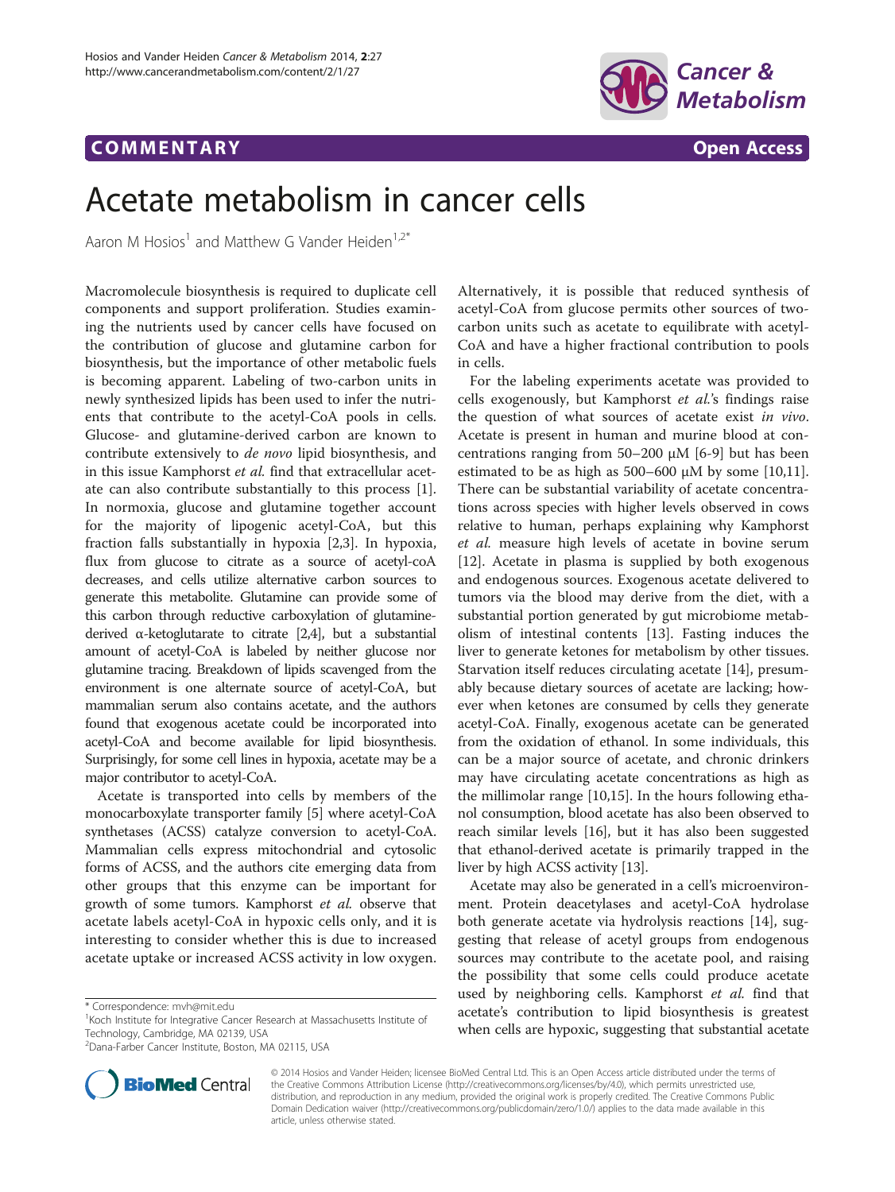COMMENTARY Open Access

# Acetate metabolism in cancer cells

Aaron M Hosios[1] and Matthew G Vander Heiden[1,2*]

Macromolecule biosynthesis is required to duplicate cell components and support proliferation. Studies examining the nutrients used by cancer cells have focused on the contribution of glucose and glutamine carbon for biosynthesis, but the importance of other metabolic fuels is becoming apparent. Labeling of two-carbon units in newly synthesized lipids has been used to infer the nutrients that contribute to the acetyl-CoA pools in cells. Glucose- and glutamine-derived carbon are known to contribute extensively to *de novo* lipid biosynthesis, and in this issue Kamphorst *et al.* find that extracellular acetate can also contribute substantially to this process [1]. In normoxia, glucose and glutamine together account for the majority of lipogenic acetyl-CoA, but this fraction falls substantially in hypoxia [2,3]. In hypoxia, flux from glucose to citrate as a source of acetyl-coA decreases, and cells utilize alternative carbon sources to generate this metabolite. Glutamine can provide some of this carbon through reductive carboxylation of glutamine-derived α-ketoglutarate to citrate [2,4], but a substantial amount of acetyl-CoA is labeled by neither glucose nor glutamine tracing. Breakdown of lipids scavenged from the environment is one alternate source of acetyl-CoA, but mammalian serum also contains acetate, and the authors found that exogenous acetate could be incorporated into acetyl-CoA and become available for lipid biosynthesis. Surprisingly, for some cell lines in hypoxia, acetate may be a major contributor to acetyl-CoA.

Acetate is transported into cells by members of the monocarboxylate transporter family [5] where acetyl-CoA synthetases (ACSS) catalyze conversion to acetyl-CoA. Mammalian cells express mitochondrial and cytosolic forms of ACSS, and the authors cite emerging data from other groups that this enzyme can be important for growth of some tumors. Kamphorst *et al.* observe that acetate labels acetyl-CoA in hypoxic cells only, and it is interesting to consider whether this is due to increased acetate uptake or increased ACSS activity in low oxygen. Alternatively, it is possible that reduced synthesis of acetyl-CoA from glucose permits other sources of two-carbon units such as acetate to equilibrate with acetyl-CoA and have a higher fractional contribution to pools in cells.

For the labeling experiments acetate was provided to cells exogenously, but Kamphorst *et al.*'s findings raise the question of what sources of acetate exist *in vivo*. Acetate is present in human and murine blood at concentrations ranging from 50–200 μM [6-9] but has been estimated to be as high as 500–600 μM by some [10,11]. There can be substantial variability of acetate concentrations across species with higher levels observed in cows relative to human, perhaps explaining why Kamphorst *et al.* measure high levels of acetate in bovine serum [12]. Acetate in plasma is supplied by both exogenous and endogenous sources. Exogenous acetate delivered to tumors via the blood may derive from the diet, with a substantial portion generated by gut microbiome metabolism of intestinal contents [13]. Fasting induces the liver to generate ketones for metabolism by other tissues. Starvation itself reduces circulating acetate [14], presumably because dietary sources of acetate are lacking; however when ketones are consumed by cells they generate acetyl-CoA. Finally, exogenous acetate can be generated from the oxidation of ethanol. In some individuals, this can be a major source of acetate, and chronic drinkers may have circulating acetate concentrations as high as the millimolar range [10,15]. In the hours following ethanol consumption, blood acetate has also been observed to reach similar levels [16], but it has also been suggested that ethanol-derived acetate is primarily trapped in the liver by high ACSS activity [13].

Acetate may also be generated in a cell's microenvironment. Protein deacetylases and acetyl-CoA hydrolase both generate acetate via hydrolysis reactions [14], suggesting that release of acetyl groups from endogenous sources may contribute to the acetate pool, and raising the possibility that some cells could produce acetate used by neighboring cells. Kamphorst *et al.* find that acetate's contribution to lipid biosynthesis is greatest when cells are hypoxic, suggesting that substantial acetate

\* Correspondence: mvh@mit.edu
[1]Koch Institute for Integrative Cancer Research at Massachusetts Institute of Technology, Cambridge, MA 02139, USA
[2]Dana-Farber Cancer Institute, Boston, MA 02115, USA

© 2014 Hosios and Vander Heiden; licensee BioMed Central Ltd. This is an Open Access article distributed under the terms of the Creative Commons Attribution License (http://creativecommons.org/licenses/by/4.0), which permits unrestricted use, distribution, and reproduction in any medium, provided the original work is properly credited. The Creative Commons Public Domain Dedication waiver (http://creativecommons.org/publicdomain/zero/1.0/) applies to the data made available in this article, unless otherwise stated.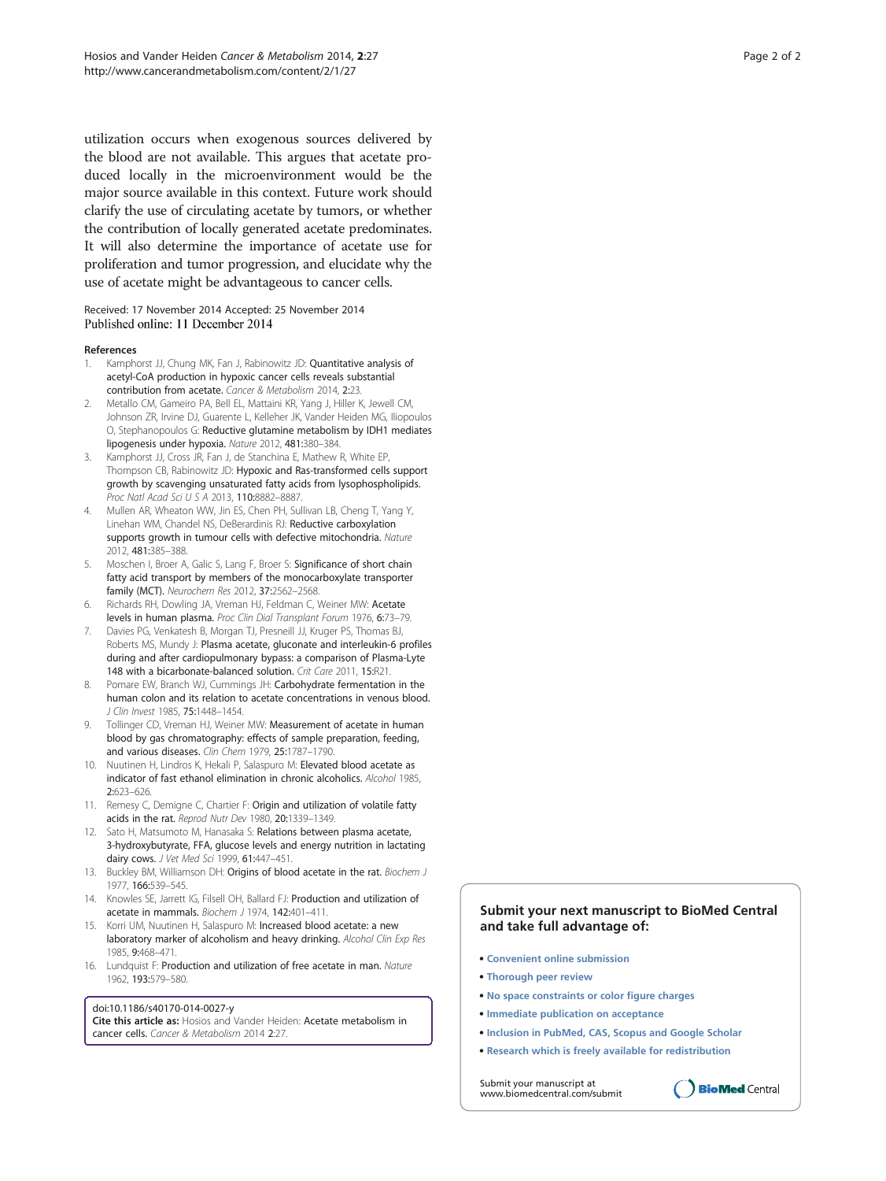utilization occurs when exogenous sources delivered by the blood are not available. This argues that acetate produced locally in the microenvironment would be the major source available in this context. Future work should clarify the use of circulating acetate by tumors, or whether the contribution of locally generated acetate predominates. It will also determine the importance of acetate use for proliferation and tumor progression, and elucidate why the use of acetate might be advantageous to cancer cells.

Received: 17 November 2014 Accepted: 25 November 2014
Published online: 11 December 2014

## References

1. Kamphorst JJ, Chung MK, Fan J, Rabinowitz JD: **Quantitative analysis of acetyl-CoA production in hypoxic cancer cells reveals substantial contribution from acetate.** *Cancer & Metabolism* 2014, **2:**23.
2. Metallo CM, Gameiro PA, Bell EL, Mattaini KR, Yang J, Hiller K, Jewell CM, Johnson ZR, Irvine DJ, Guarente L, Kelleher JK, Vander Heiden MG, Iliopoulos O, Stephanopoulos G: **Reductive glutamine metabolism by IDH1 mediates lipogenesis under hypoxia.** *Nature* 2012, **481:**380–384.
3. Kamphorst JJ, Cross JR, Fan J, de Stanchina E, Mathew R, White EP, Thompson CB, Rabinowitz JD: **Hypoxic and Ras-transformed cells support growth by scavenging unsaturated fatty acids from lysophospholipids.** *Proc Natl Acad Sci U S A* 2013, **110:**8882–8887.
4. Mullen AR, Wheaton WW, Jin ES, Chen PH, Sullivan LB, Cheng T, Yang Y, Linehan WM, Chandel NS, DeBerardinis RJ: **Reductive carboxylation supports growth in tumour cells with defective mitochondria.** *Nature* 2012, **481:**385–388.
5. Moschen I, Broer A, Galic S, Lang F, Broer S: **Significance of short chain fatty acid transport by members of the monocarboxylate transporter family (MCT).** *Neurochem Res* 2012, **37:**2562–2568.
6. Richards RH, Dowling JA, Vreman HJ, Feldman C, Weiner MW: **Acetate levels in human plasma.** *Proc Clin Dial Transplant Forum* 1976, **6:**73–79.
7. Davies PG, Venkatesh B, Morgan TJ, Presneill JJ, Kruger PS, Thomas BJ, Roberts MS, Mundy J: **Plasma acetate, gluconate and interleukin-6 profiles during and after cardiopulmonary bypass: a comparison of Plasma-Lyte 148 with a bicarbonate-balanced solution.** *Crit Care* 2011, **15:**R21.
8. Pomare EW, Branch WJ, Cummings JH: **Carbohydrate fermentation in the human colon and its relation to acetate concentrations in venous blood.** *J Clin Invest* 1985, **75:**1448–1454.
9. Tollinger CD, Vreman HJ, Weiner MW: **Measurement of acetate in human blood by gas chromatography: effects of sample preparation, feeding, and various diseases.** *Clin Chem* 1979, **25:**1787–1790.
10. Nuutinen H, Lindros K, Hekali P, Salaspuro M: **Elevated blood acetate as indicator of fast ethanol elimination in chronic alcoholics.** *Alcohol* 1985, **2:**623–626.
11. Remesy C, Demigne C, Chartier F: **Origin and utilization of volatile fatty acids in the rat.** *Reprod Nutr Dev* 1980, **20:**1339–1349.
12. Sato H, Matsumoto M, Hanasaka S: **Relations between plasma acetate, 3-hydroxybutyrate, FFA, glucose levels and energy nutrition in lactating dairy cows.** *J Vet Med Sci* 1999, **61:**447–451.
13. Buckley BM, Williamson DH: **Origins of blood acetate in the rat.** *Biochem J* 1977, **166:**539–545.
14. Knowles SE, Jarrett IG, Filsell OH, Ballard FJ: **Production and utilization of acetate in mammals.** *Biochem J* 1974, **142:**401–411.
15. Korri UM, Nuutinen H, Salaspuro M: **Increased blood acetate: a new laboratory marker of alcoholism and heavy drinking.** *Alcohol Clin Exp Res* 1985, **9:**468–471.
16. Lundquist F: **Production and utilization of free acetate in man.** *Nature* 1962, **193:**579–580.

doi:10.1186/s40170-014-0027-y
**Cite this article as:** Hosios and Vander Heiden: Acetate metabolism in cancer cells. *Cancer & Metabolism* 2014 **2**:27.

**Submit your next manuscript to BioMed Central and take full advantage of:**

- **Convenient online submission**
- **Thorough peer review**
- **No space constraints or color figure charges**
- **Immediate publication on acceptance**
- **Inclusion in PubMed, CAS, Scopus and Google Scholar**
- **Research which is freely available for redistribution**

Submit your manuscript at
www.biomedcentral.com/submit

BioMed Central